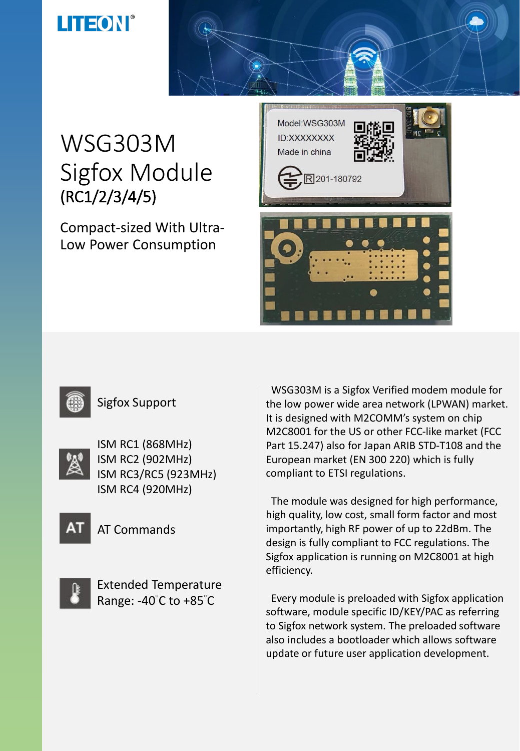# WSG303M Sigfox Module

(RC1/2/3/4/5)

Compact-sized With Ultra-Low Power Consumption

- Sigfox Support
- ISM RC1 (868MHz)
  ISM RC2 (902MHz)
  ISM RC3/RC5 (923MHz)
  ISM RC4 (920MHz)
- AT Commands
- Extended Temperature Range: -40°C to +85°C

WSG303M is a Sigfox Verified modem module for the low power wide area network (LPWAN) market. It is designed with M2COMM's system on chip M2C8001 for the US or other FCC-like market (FCC Part 15.247) also for Japan ARIB STD-T108 and the European market (EN 300 220) which is fully compliant to ETSI regulations.

The module was designed for high performance, high quality, low cost, small form factor and most importantly, high RF power of up to 22dBm. The design is fully compliant to FCC regulations. The Sigfox application is running on M2C8001 at high efficiency.

Every module is preloaded with Sigfox application software, module specific ID/KEY/PAC as referring to Sigfox network system. The preloaded software also includes a bootloader which allows software update or future user application development.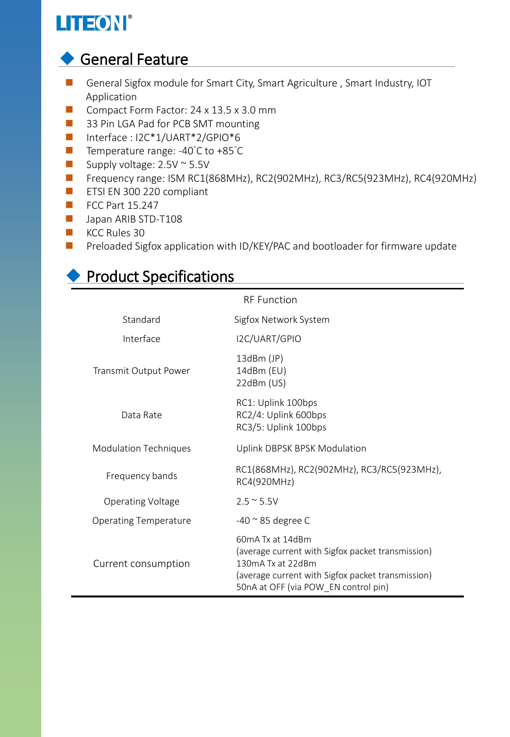## General Feature

- General Sigfox module for Smart City, Smart Agriculture , Smart Industry, IOT Application
- Compact Form Factor: 24 x 13.5 x 3.0 mm
- 33 Pin LGA Pad for PCB SMT mounting
- Interface : I2C*1/UART*2/GPIO*6
- Temperature range: -40˚C to +85˚C
- Supply voltage: 2.5V ~ 5.5V
- Frequency range: ISM RC1(868MHz), RC2(902MHz), RC3/RC5(923MHz), RC4(920MHz)
- ETSI EN 300 220 compliant
- FCC Part 15.247
- Japan ARIB STD-T108
- KCC Rules 30
- Preloaded Sigfox application with ID/KEY/PAC and bootloader for firmware update

## Product Specifications

| RF Function | |
|---|---|
| Standard | Sigfox Network System |
| Interface | I2C/UART/GPIO |
| Transmit Output Power | 13dBm (JP)<br>14dBm (EU)<br>22dBm (US) |
| Data Rate | RC1: Uplink 100bps<br>RC2/4: Uplink 600bps<br>RC3/5: Uplink 100bps |
| Modulation Techniques | Uplink DBPSK BPSK Modulation |
| Frequency bands | RC1(868MHz), RC2(902MHz), RC3/RC5(923MHz), RC4(920MHz) |
| Operating Voltage | 2.5 ~ 5.5V |
| Operating Temperature | -40 ~ 85 degree C |
| Current consumption | 60mA Tx at 14dBm<br>(average current with Sigfox packet transmission)<br>130mA Tx at 22dBm<br>(average current with Sigfox packet transmission)<br>50nA at OFF (via POW_EN control pin) |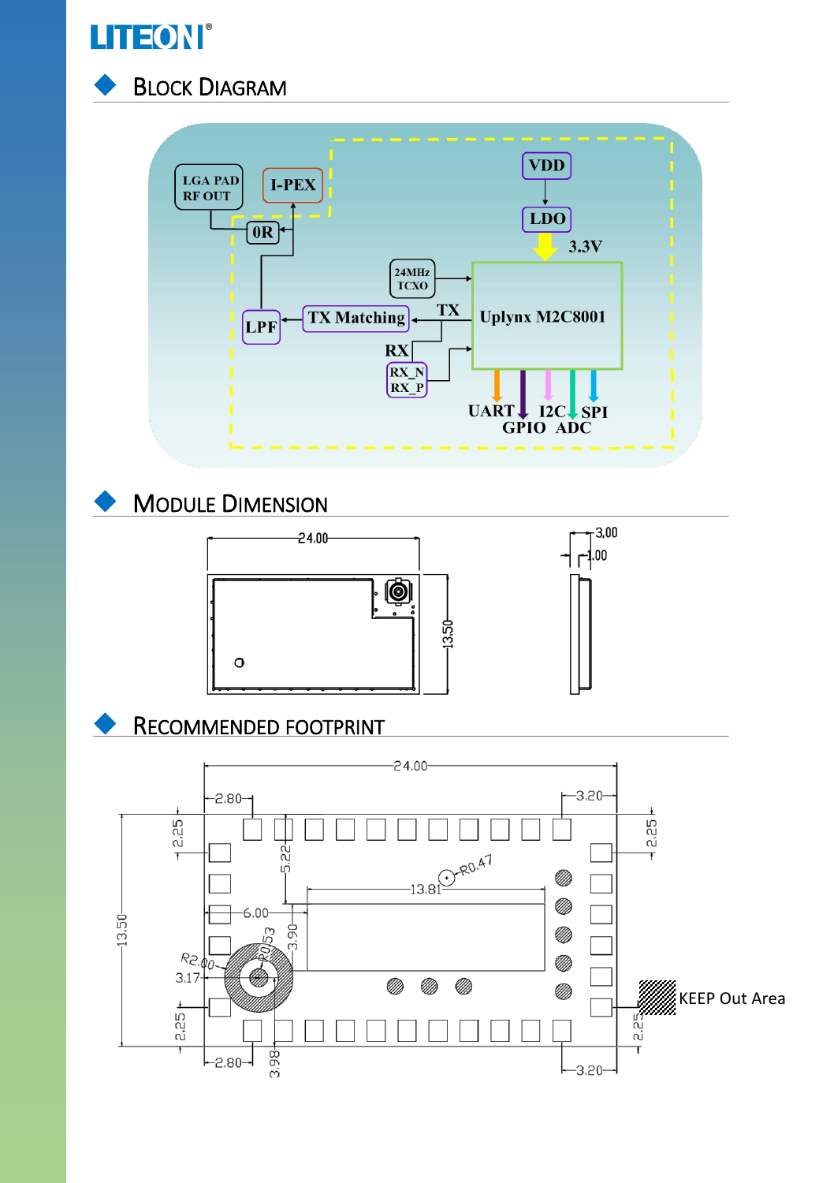## Block Diagram

LGA PAD RF OUT

I-PEX

0R

VDD

LDO

3.3V

24MHz TCXO

LPF

TX Matching

TX

Uplynx M2C8001

RX

RX_N RX_P

UART I2C SPI

GPIO ADC

## Module Dimension

24.00

13.50

3.00

1.00

## Recommended Footprint

24.00

2.80

3.20

2.25

5.22

R0.47

13.81

6.00

3.90

R0.53

R2.00

3.17

13.50

2.25

2.80

3.98

3.20

2.25

2.25

KEEP Out Area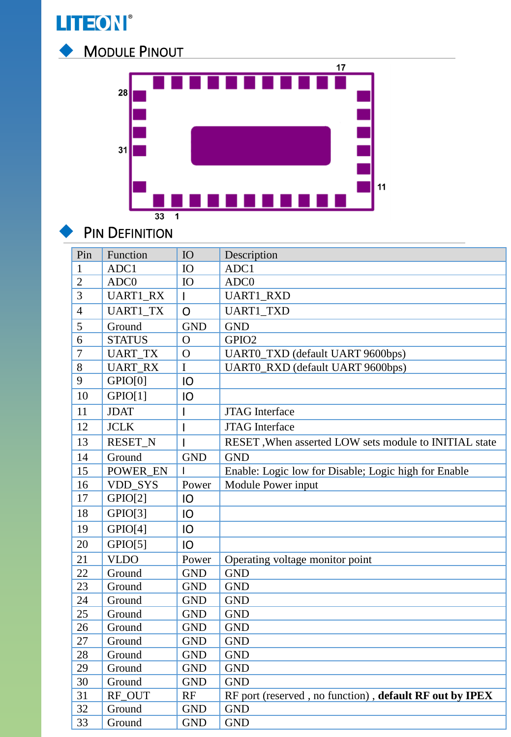## Module Pinout

## Pin Definition

| Pin | Function | IO | Description |
|---|---|---|---|
| 1 | ADC1 | IO | ADC1 |
| 2 | ADC0 | IO | ADC0 |
| 3 | UART1_RX | I | UART1_RXD |
| 4 | UART1_TX | O | UART1_TXD |
| 5 | Ground | GND | GND |
| 6 | STATUS | O | GPIO2 |
| 7 | UART_TX | O | UART0_TXD (default UART 9600bps) |
| 8 | UART_RX | I | UART0_RXD (default UART 9600bps) |
| 9 | GPIO[0] | IO | |
| 10 | GPIO[1] | IO | |
| 11 | JDAT | I | JTAG Interface |
| 12 | JCLK | I | JTAG Interface |
| 13 | RESET_N | I | RESET ,When asserted LOW sets module to INITIAL state |
| 14 | Ground | GND | GND |
| 15 | POWER_EN | I | Enable: Logic low for Disable; Logic high for Enable |
| 16 | VDD_SYS | Power | Module Power input |
| 17 | GPIO[2] | IO | |
| 18 | GPIO[3] | IO | |
| 19 | GPIO[4] | IO | |
| 20 | GPIO[5] | IO | |
| 21 | VLDO | Power | Operating voltage monitor point |
| 22 | Ground | GND | GND |
| 23 | Ground | GND | GND |
| 24 | Ground | GND | GND |
| 25 | Ground | GND | GND |
| 26 | Ground | GND | GND |
| 27 | Ground | GND | GND |
| 28 | Ground | GND | GND |
| 29 | Ground | GND | GND |
| 30 | Ground | GND | GND |
| 31 | RF_OUT | RF | RF port (reserved , no function) , **default RF out by IPEX** |
| 32 | Ground | GND | GND |
| 33 | Ground | GND | GND |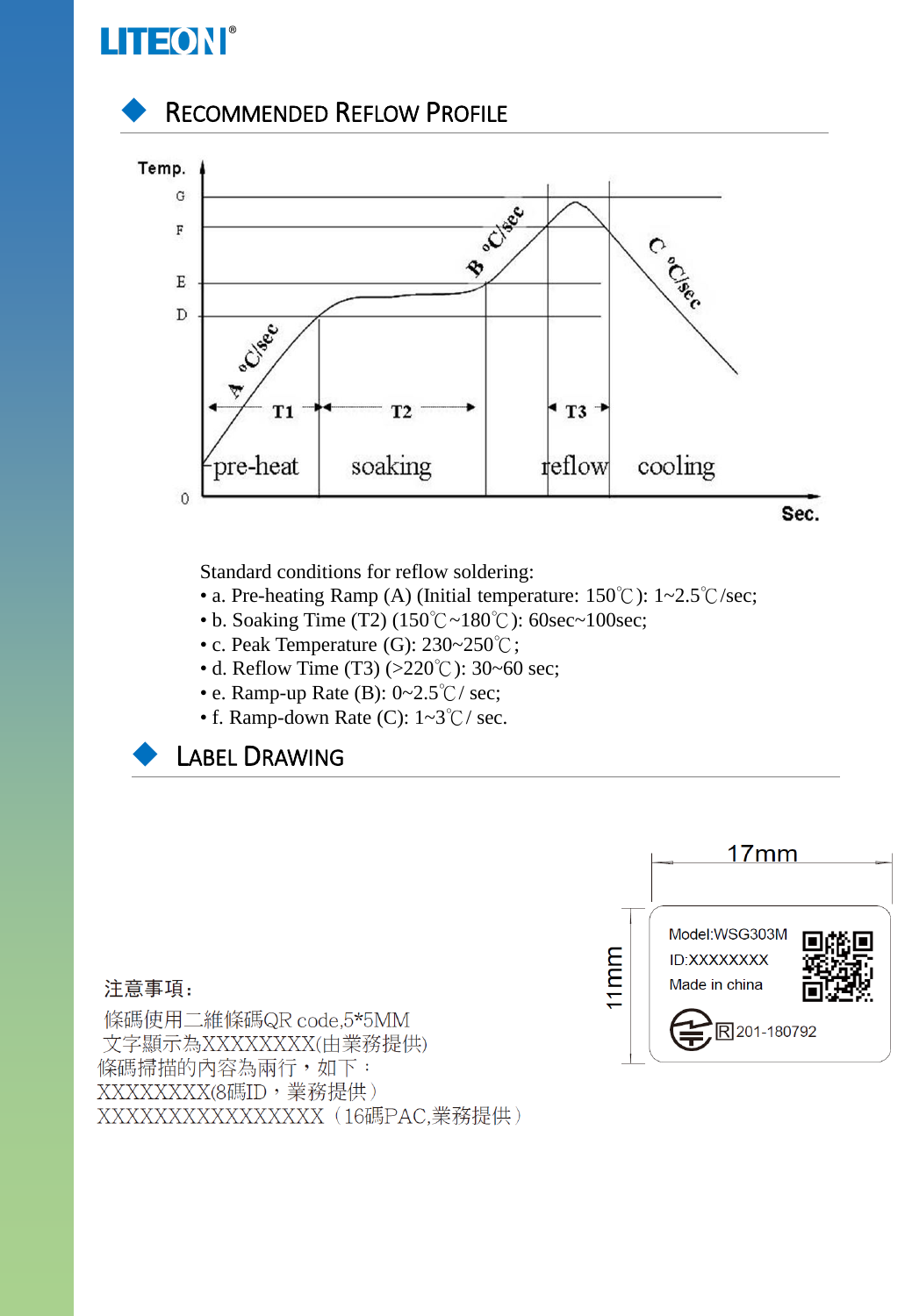## RECOMMENDED REFLOW PROFILE

Standard conditions for reflow soldering:

- a. Pre-heating Ramp (A) (Initial temperature: 150℃): 1~2.5℃/sec;
- b. Soaking Time (T2) (150℃~180℃): 60sec~100sec;
- c. Peak Temperature (G): 230~250℃;
- d. Reflow Time (T3) (>220℃): 30~60 sec;
- e. Ramp-up Rate (B): 0~2.5℃/ sec;
- f. Ramp-down Rate (C): 1~3℃/ sec.

## LABEL DRAWING

注意事項：

條碼使用二維條碼QR code,5*5MM
文字顯示為XXXXXXXX(由業務提供)
條碼掃描的內容為兩行，如下：
XXXXXXXX(8碼ID，業務提供）
XXXXXXXXXXXXXXXX（16碼PAC,業務提供）

17mm

11mm

Model:WSG303M
ID:XXXXXXXX
Made in china
R 201-180792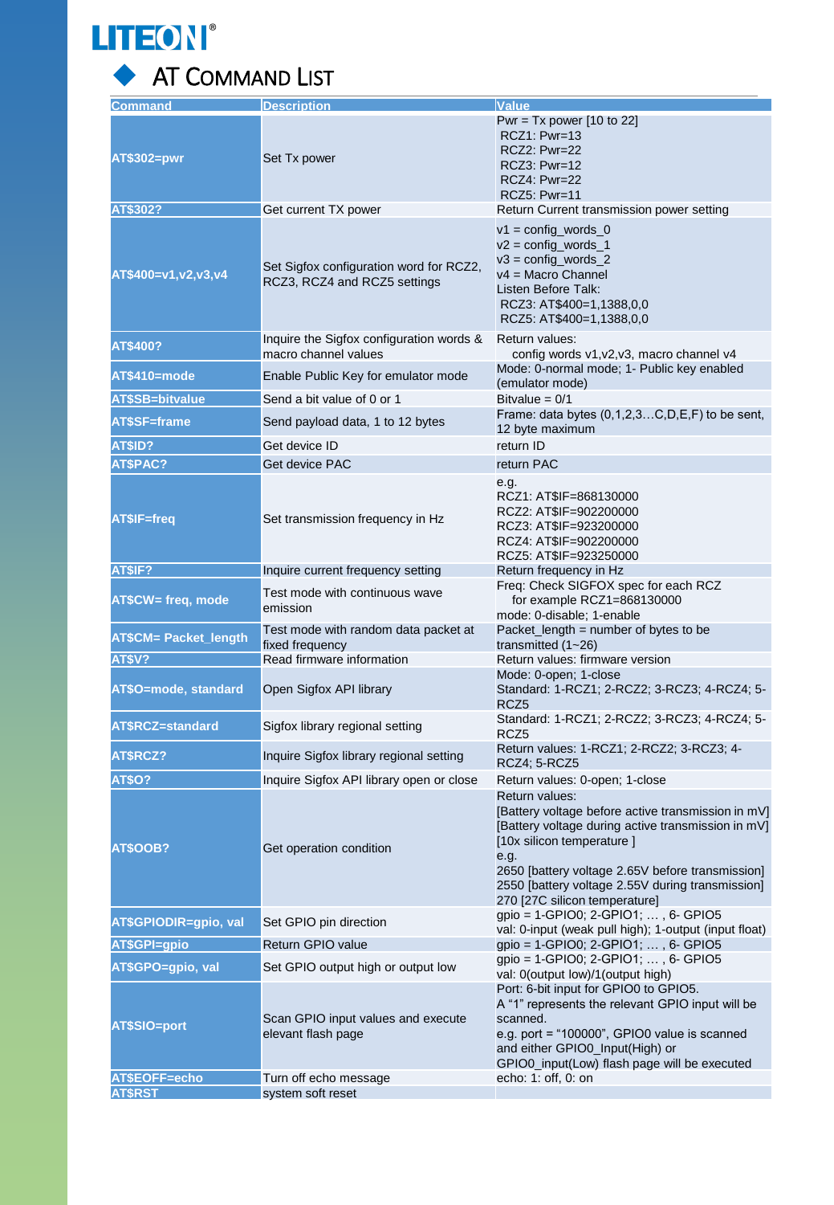# AT Command List

| Command | Description | Value |
|---|---|---|
| **AT$302=pwr** | Set Tx power | Pwr = Tx power [10 to 22]<br>RCZ1: Pwr=13<br>RCZ2: Pwr=22<br>RCZ3: Pwr=12<br>RCZ4: Pwr=22<br>RCZ5: Pwr=11 |
| **AT$302?** | Get current TX power | Return Current transmission power setting |
| **AT$400=v1,v2,v3,v4** | Set Sigfox configuration word for RCZ2, RCZ3, RCZ4 and RCZ5 settings | v1 = config_words_0<br>v2 = config_words_1<br>v3 = config_words_2<br>v4 = Macro Channel<br>Listen Before Talk:<br>RCZ3: AT$400=1,1388,0,0<br>RCZ5: AT$400=1,1388,0,0 |
| **AT$400?** | Inquire the Sigfox configuration words & macro channel values | Return values:<br>config words v1,v2,v3, macro channel v4 |
| **AT$410=mode** | Enable Public Key for emulator mode | Mode: 0-normal mode; 1- Public key enabled (emulator mode) |
| **AT$SB=bitvalue** | Send a bit value of 0 or 1 | Bitvalue = 0/1 |
| **AT$SF=frame** | Send payload data, 1 to 12 bytes | Frame: data bytes (0,1,2,3…C,D,E,F) to be sent, 12 byte maximum |
| **AT$ID?** | Get device ID | return ID |
| **AT$PAC?** | Get device PAC | return PAC |
| **AT$IF=freq** | Set transmission frequency in Hz | e.g.<br>RCZ1: AT$IF=868130000<br>RCZ2: AT$IF=902200000<br>RCZ3: AT$IF=923200000<br>RCZ4: AT$IF=902200000<br>RCZ5: AT$IF=923250000 |
| **AT$IF?** | Inquire current frequency setting | Return frequency in Hz |
| **AT$CW= freq, mode** | Test mode with continuous wave emission | Freq: Check SIGFOX spec for each RCZ<br>for example RCZ1=868130000<br>mode: 0-disable; 1-enable |
| **AT$CM= Packet_length** | Test mode with random data packet at fixed frequency | Packet_length = number of bytes to be transmitted (1~26) |
| **AT$V?** | Read firmware information | Return values: firmware version |
| **AT$O=mode, standard** | Open Sigfox API library | Mode: 0-open; 1-close<br>Standard: 1-RCZ1; 2-RCZ2; 3-RCZ3; 4-RCZ4; 5-RCZ5 |
| **AT$RCZ=standard** | Sigfox library regional setting | Standard: 1-RCZ1; 2-RCZ2; 3-RCZ3; 4-RCZ4; 5-RCZ5 |
| **AT$RCZ?** | Inquire Sigfox library regional setting | Return values: 1-RCZ1; 2-RCZ2; 3-RCZ3; 4-RCZ4; 5-RCZ5 |
| **AT$O?** | Inquire Sigfox API library open or close | Return values: 0-open; 1-close |
| **AT$OOB?** | Get operation condition | Return values:<br>[Battery voltage before active transmission in mV]<br>[Battery voltage during active transmission in mV]<br>[10x silicon temperature ]<br>e.g.<br>2650 [battery voltage 2.65V before transmission]<br>2550 [battery voltage 2.55V during transmission]<br>270 [27C silicon temperature] |
| **AT$GPIODIR=gpio, val** | Set GPIO pin direction | gpio = 1-GPIO0; 2-GPIO1; … , 6- GPIO5<br>val: 0-input (weak pull high); 1-output (input float) |
| **AT$GPI=gpio** | Return GPIO value | gpio = 1-GPIO0; 2-GPIO1; … , 6- GPIO5 |
| **AT$GPO=gpio, val** | Set GPIO output high or output low | gpio = 1-GPIO0; 2-GPIO1; … , 6- GPIO5<br>val: 0(output low)/1(output high) |
| **AT$SIO=port** | Scan GPIO input values and execute elevant flash page | Port: 6-bit input for GPIO0 to GPIO5.<br>A "1" represents the relevant GPIO input will be scanned.<br>e.g. port = "100000", GPIO0 value is scanned and either GPIO0_Input(High) or GPIO0_input(Low) flash page will be executed |
| **AT$EOFF=echo** | Turn off echo message | echo: 1: off, 0: on |
| **AT$RST** | system soft reset | |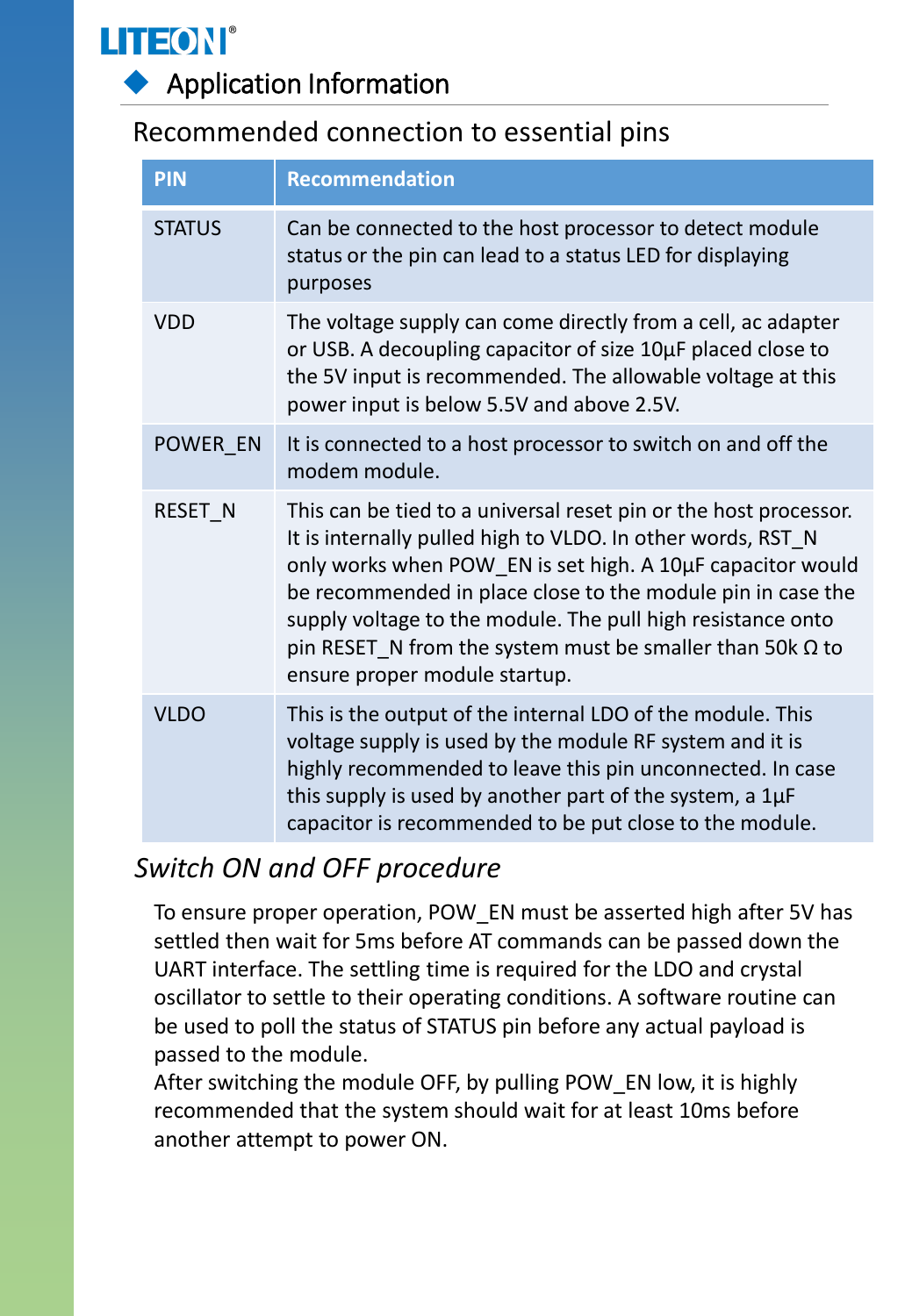## Application Information

### Recommended connection to essential pins

| PIN | Recommendation |
|---|---|
| STATUS | Can be connected to the host processor to detect module status or the pin can lead to a status LED for displaying purposes |
| VDD | The voltage supply can come directly from a cell, ac adapter or USB. A decoupling capacitor of size 10µF placed close to the 5V input is recommended. The allowable voltage at this power input is below 5.5V and above 2.5V. |
| POWER_EN | It is connected to a host processor to switch on and off the modem module. |
| RESET_N | This can be tied to a universal reset pin or the host processor. It is internally pulled high to VLDO. In other words, RST_N only works when POW_EN is set high. A 10µF capacitor would be recommended in place close to the module pin in case the supply voltage to the module. The pull high resistance onto pin RESET_N from the system must be smaller than 50k Ω to ensure proper module startup. |
| VLDO | This is the output of the internal LDO of the module. This voltage supply is used by the module RF system and it is highly recommended to leave this pin unconnected. In case this supply is used by another part of the system, a 1µF capacitor is recommended to be put close to the module. |

### *Switch ON and OFF procedure*

To ensure proper operation, POW_EN must be asserted high after 5V has settled then wait for 5ms before AT commands can be passed down the UART interface. The settling time is required for the LDO and crystal oscillator to settle to their operating conditions. A software routine can be used to poll the status of STATUS pin before any actual payload is passed to the module.
After switching the module OFF, by pulling POW_EN low, it is highly recommended that the system should wait for at least 10ms before another attempt to power ON.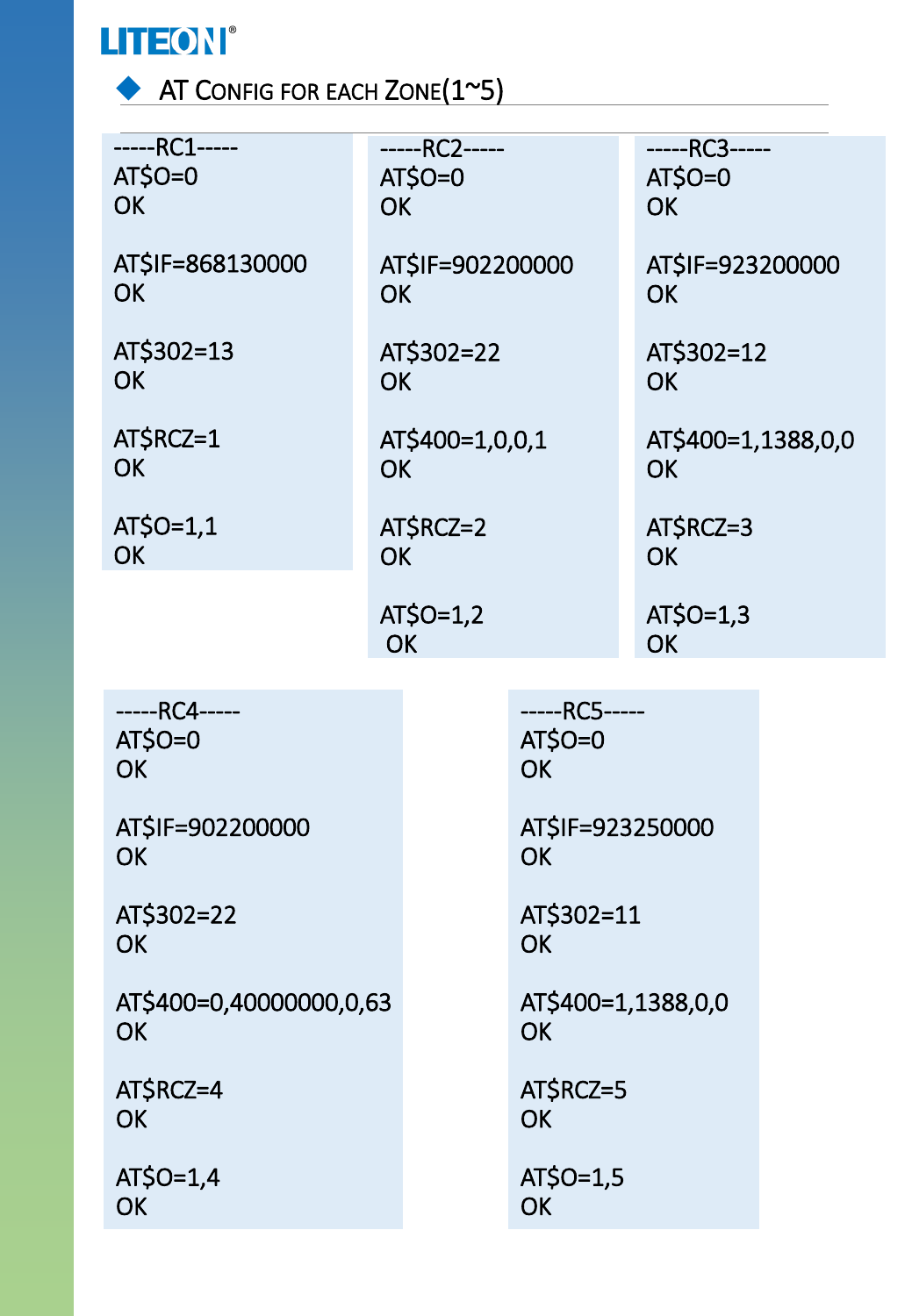## AT Config for each Zone(1~5)

```
-----RC1-----
AT$O=0
OK

AT$IF=868130000
OK

AT$302=13
OK

AT$RCZ=1
OK

AT$O=1,1
OK
```

```
-----RC2-----
AT$O=0
OK

AT$IF=902200000
OK

AT$302=22
OK

AT$400=1,0,0,1
OK

AT$RCZ=2
OK

AT$O=1,2
OK
```

```
-----RC3-----
AT$O=0
OK

AT$IF=923200000
OK

AT$302=12
OK

AT$400=1,1388,0,0
OK

AT$RCZ=3
OK

AT$O=1,3
OK
```

```
-----RC4-----
AT$O=0
OK

AT$IF=902200000
OK

AT$302=22
OK

AT$400=0,40000000,0,63
OK

AT$RCZ=4
OK

AT$O=1,4
OK
```

```
-----RC5-----
AT$O=0
OK

AT$IF=923250000
OK

AT$302=11
OK

AT$400=1,1388,0,0
OK

AT$RCZ=5
OK

AT$O=1,5
OK
```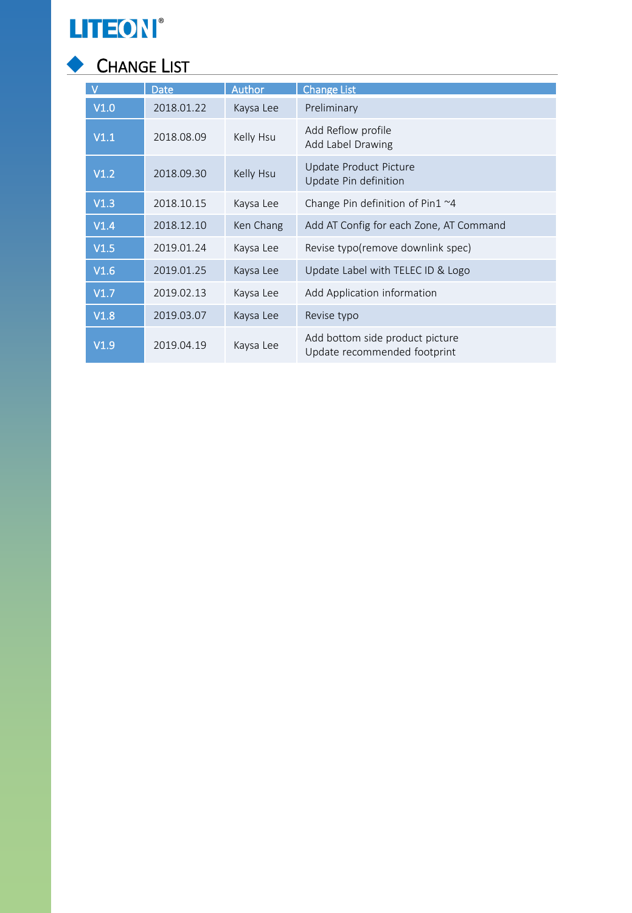## Change List

| V | Date | Author | Change List |
|---|---|---|---|
| V1.0 | 2018.01.22 | Kaysa Lee | Preliminary |
| V1.1 | 2018.08.09 | Kelly Hsu | Add Reflow profile<br>Add Label Drawing |
| V1.2 | 2018.09.30 | Kelly Hsu | Update Product Picture<br>Update Pin definition |
| V1.3 | 2018.10.15 | Kaysa Lee | Change Pin definition of Pin1 ~4 |
| V1.4 | 2018.12.10 | Ken Chang | Add AT Config for each Zone, AT Command |
| V1.5 | 2019.01.24 | Kaysa Lee | Revise typo(remove downlink spec) |
| V1.6 | 2019.01.25 | Kaysa Lee | Update Label with TELEC ID & Logo |
| V1.7 | 2019.02.13 | Kaysa Lee | Add Application information |
| V1.8 | 2019.03.07 | Kaysa Lee | Revise typo |
| V1.9 | 2019.04.19 | Kaysa Lee | Add bottom side product picture<br>Update recommended footprint |